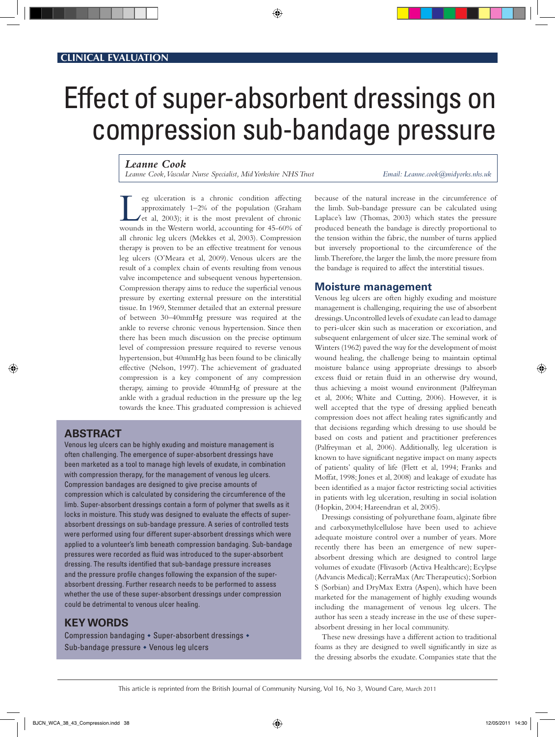CLINICAL EVALUATION

# Effect of super-absorbent dressings on compression sub-bandage pressure

*Leanne Cook*

*Leanne Cook, Vascular Nurse Specialist, Mid Yorkshire NHS Trust*

*Email: Leanne.cook@midyorks.nhs.uk*

## ABSTRACT

Venous leg ulcers can be highly exuding and moisture management is often challenging. The emergence of super-absorbent dressings have been marketed as a tool to manage high levels of exudate, in combination with compression therapy, for the management of venous leg ulcers. Compression bandages are designed to give precise amounts of compression which is calculated by considering the circumference of the limb. Super-absorbent dressings contain a form of polymer that swells as it locks in moisture. This study was designed to evaluate the effects of super-absorbent dressings on sub-bandage pressure. A series of controlled tests were performed using four different super-absorbent dressings which were applied to a volunteer's limb beneath compression bandaging. Sub-bandage pressures were recorded as fluid was introduced to the super-absorbent dressing. The results identified that sub-bandage pressure increases and the pressure profile changes following the expansion of the super-absorbent dressing. Further research needs to be performed to assess whether the use of these super-absorbent dressings under compression could be detrimental to venous ulcer healing.

## KEY WORDS

Compression bandaging ◆ Super-absorbent dressings ◆ Sub-bandage pressure ◆ Venous leg ulcers

Leg ulceration is a chronic condition affecting approximately 1–2% of the population (Graham et al, 2003); it is the most prevalent of chronic wounds in the Western world, accounting for 45-60% of all chronic leg ulcers (Mekkes et al, 2003). Compression therapy is proven to be an effective treatment for venous leg ulcers (O'Meara et al, 2009). Venous ulcers are the result of a complex chain of events resulting from venous valve incompetence and subsequent venous hypertension. Compression therapy aims to reduce the superficial venous pressure by exerting external pressure on the interstitial tissue. In 1969, Stemmer detailed that an external pressure of between 30–40mmHg pressure was required at the ankle to reverse chronic venous hypertension. Since then there has been much discussion on the precise optimum level of compression pressure required to reverse venous hypertension, but 40mmHg has been found to be clinically effective (Nelson, 1997). The achievement of graduated compression is a key component of any compression therapy, aiming to provide 40mmHg of pressure at the ankle with a gradual reduction in the pressure up the leg towards the knee. This graduated compression is achieved because of the natural increase in the circumference of the limb. Sub-bandage pressure can be calculated using Laplace's law (Thomas, 2003) which states the pressure produced beneath the bandage is directly proportional to the tension within the fabric, the number of turns applied but inversely proportional to the circumference of the limb. Therefore, the larger the limb, the more pressure from the bandage is required to affect the interstitial tissues.

## Moisture management

Venous leg ulcers are often highly exuding and moisture management is challenging, requiring the use of absorbent dressings. Uncontrolled levels of exudate can lead to damage to peri-ulcer skin such as maceration or excoriation, and subsequent enlargement of ulcer size. The seminal work of Winters (1962) paved the way for the development of moist wound healing, the challenge being to maintain optimal moisture balance using appropriate dressings to absorb excess fluid or retain fluid in an otherwise dry wound, thus achieving a moist wound environment (Palfreyman et al, 2006; White and Cutting, 2006). However, it is well accepted that the type of dressing applied beneath compression does not affect healing rates significantly and that decisions regarding which dressing to use should be based on costs and patient and practitioner preferences (Palfreyman et al, 2006). Additionally, leg ulceration is known to have significant negative impact on many aspects of patients' quality of life (Flett et al, 1994; Franks and Moffat, 1998; Jones et al, 2008) and leakage of exudate has been identified as a major factor restricting social activities in patients with leg ulceration, resulting in social isolation (Hopkin, 2004; Hareendran et al, 2005).

Dressings consisting of polyurethane foam, alginate fibre and carboxymethylcellulose have been used to achieve adequate moisture control over a number of years. More recently there has been an emergence of new super-absorbent dressing which are designed to control large volumes of exudate (Flivasorb (Activa Healthcare); Ecylpse (Advancis Medical); KerraMax (Arc Therapeutics); Sorbion S (Sorbian) and DryMax Extra (Aspen), which have been marketed for the management of highly exuding wounds including the management of venous leg ulcers. The author has seen a steady increase in the use of these super-absorbent dressing in her local community.

These new dressings have a different action to traditional foams as they are designed to swell significantly in size as the dressing absorbs the exudate. Companies state that the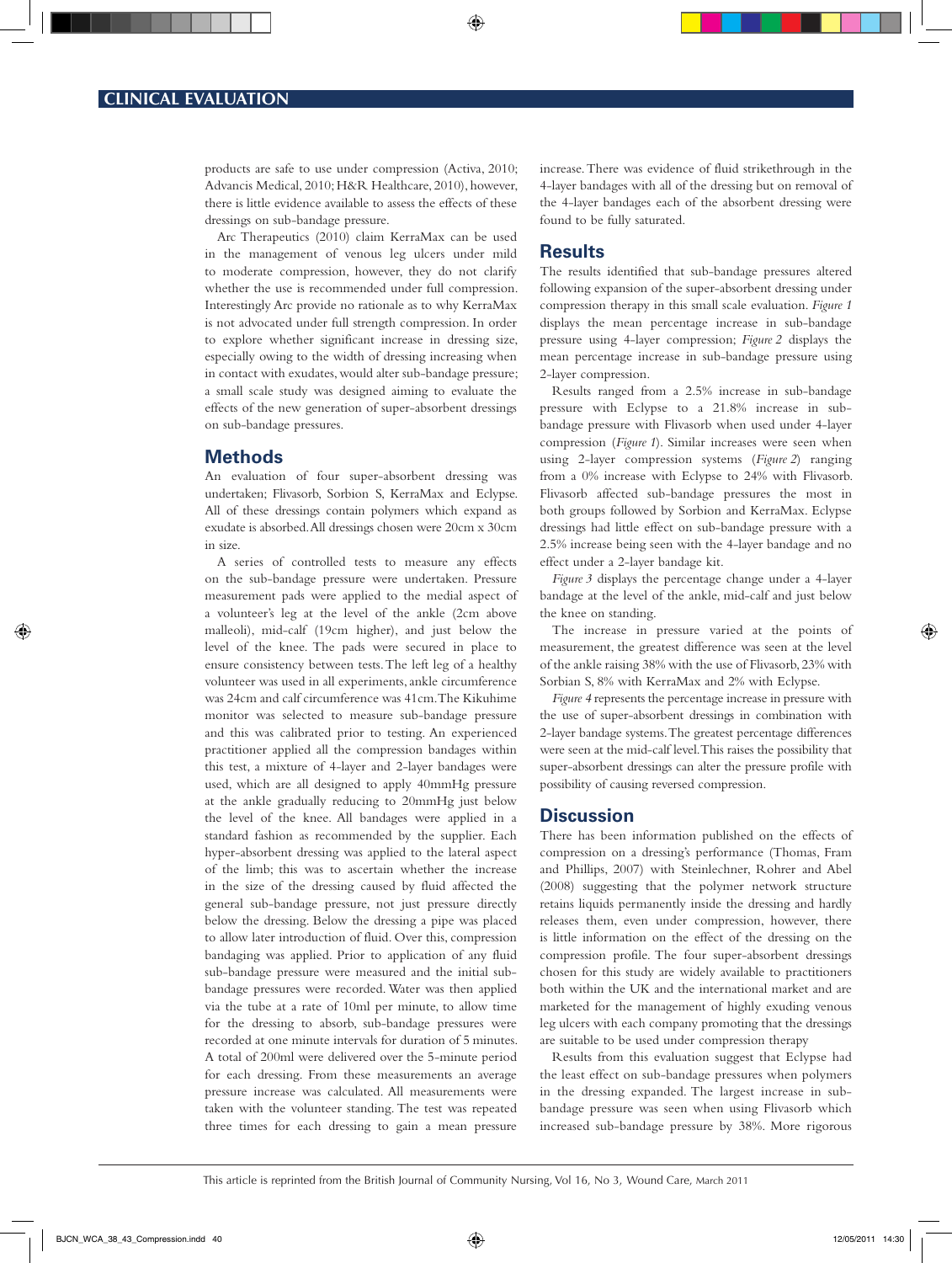products are safe to use under compression (Activa, 2010; Advancis Medical, 2010; H&R Healthcare, 2010), however, there is little evidence available to assess the effects of these dressings on sub-bandage pressure.

Arc Therapeutics (2010) claim KerraMax can be used in the management of venous leg ulcers under mild to moderate compression, however, they do not clarify whether the use is recommended under full compression. Interestingly Arc provide no rationale as to why KerraMax is not advocated under full strength compression. In order to explore whether significant increase in dressing size, especially owing to the width of dressing increasing when in contact with exudates, would alter sub-bandage pressure; a small scale study was designed aiming to evaluate the effects of the new generation of super-absorbent dressings on sub-bandage pressures.

## Methods

An evaluation of four super-absorbent dressing was undertaken; Flivasorb, Sorbion S, KerraMax and Eclypse. All of these dressings contain polymers which expand as exudate is absorbed. All dressings chosen were 20cm x 30cm in size.

A series of controlled tests to measure any effects on the sub-bandage pressure were undertaken. Pressure measurement pads were applied to the medial aspect of a volunteer's leg at the level of the ankle (2cm above malleoli), mid-calf (19cm higher), and just below the level of the knee. The pads were secured in place to ensure consistency between tests. The left leg of a healthy volunteer was used in all experiments, ankle circumference was 24cm and calf circumference was 41cm. The Kikuhime monitor was selected to measure sub-bandage pressure and this was calibrated prior to testing. An experienced practitioner applied all the compression bandages within this test, a mixture of 4-layer and 2-layer bandages were used, which are all designed to apply 40mmHg pressure at the ankle gradually reducing to 20mmHg just below the level of the knee. All bandages were applied in a standard fashion as recommended by the supplier. Each hyper-absorbent dressing was applied to the lateral aspect of the limb; this was to ascertain whether the increase in the size of the dressing caused by fluid affected the general sub-bandage pressure, not just pressure directly below the dressing. Below the dressing a pipe was placed to allow later introduction of fluid. Over this, compression bandaging was applied. Prior to application of any fluid sub-bandage pressure were measured and the initial sub-bandage pressures were recorded. Water was then applied via the tube at a rate of 10ml per minute, to allow time for the dressing to absorb, sub-bandage pressures were recorded at one minute intervals for duration of 5 minutes. A total of 200ml were delivered over the 5-minute period for each dressing. From these measurements an average pressure increase was calculated. All measurements were taken with the volunteer standing. The test was repeated three times for each dressing to gain a mean pressure increase. There was evidence of fluid strikethrough in the 4-layer bandages with all of the dressing but on removal of the 4-layer bandages each of the absorbent dressing were found to be fully saturated.

## Results

The results identified that sub-bandage pressures altered following expansion of the super-absorbent dressing under compression therapy in this small scale evaluation. *Figure 1* displays the mean percentage increase in sub-bandage pressure using 4-layer compression; *Figure 2* displays the mean percentage increase in sub-bandage pressure using 2-layer compression.

Results ranged from a 2.5% increase in sub-bandage pressure with Eclypse to a 21.8% increase in sub-bandage pressure with Flivasorb when used under 4-layer compression (*Figure 1*). Similar increases were seen when using 2-layer compression systems (*Figure 2*) ranging from a 0% increase with Eclypse to 24% with Flivasorb. Flivasorb affected sub-bandage pressures the most in both groups followed by Sorbion and KerraMax. Eclypse dressings had little effect on sub-bandage pressure with a 2.5% increase being seen with the 4-layer bandage and no effect under a 2-layer bandage kit.

*Figure 3* displays the percentage change under a 4-layer bandage at the level of the ankle, mid-calf and just below the knee on standing.

The increase in pressure varied at the points of measurement, the greatest difference was seen at the level of the ankle raising 38% with the use of Flivasorb, 23% with Sorbian S, 8% with KerraMax and 2% with Eclypse.

*Figure 4* represents the percentage increase in pressure with the use of super-absorbent dressings in combination with 2-layer bandage systems. The greatest percentage differences were seen at the mid-calf level. This raises the possibility that super-absorbent dressings can alter the pressure profile with possibility of causing reversed compression.

## Discussion

There has been information published on the effects of compression on a dressing's performance (Thomas, Fram and Phillips, 2007) with Steinlechner, Rohrer and Abel (2008) suggesting that the polymer network structure retains liquids permanently inside the dressing and hardly releases them, even under compression, however, there is little information on the effect of the dressing on the compression profile. The four super-absorbent dressings chosen for this study are widely available to practitioners both within the UK and the international market and are marketed for the management of highly exuding venous leg ulcers with each company promoting that the dressings are suitable to be used under compression therapy

Results from this evaluation suggest that Eclypse had the least effect on sub-bandage pressures when polymers in the dressing expanded. The largest increase in sub-bandage pressure was seen when using Flivasorb which increased sub-bandage pressure by 38%. More rigorous

This article is reprinted from the British Journal of Community Nursing, Vol 16, No 3, Wound Care, March 2011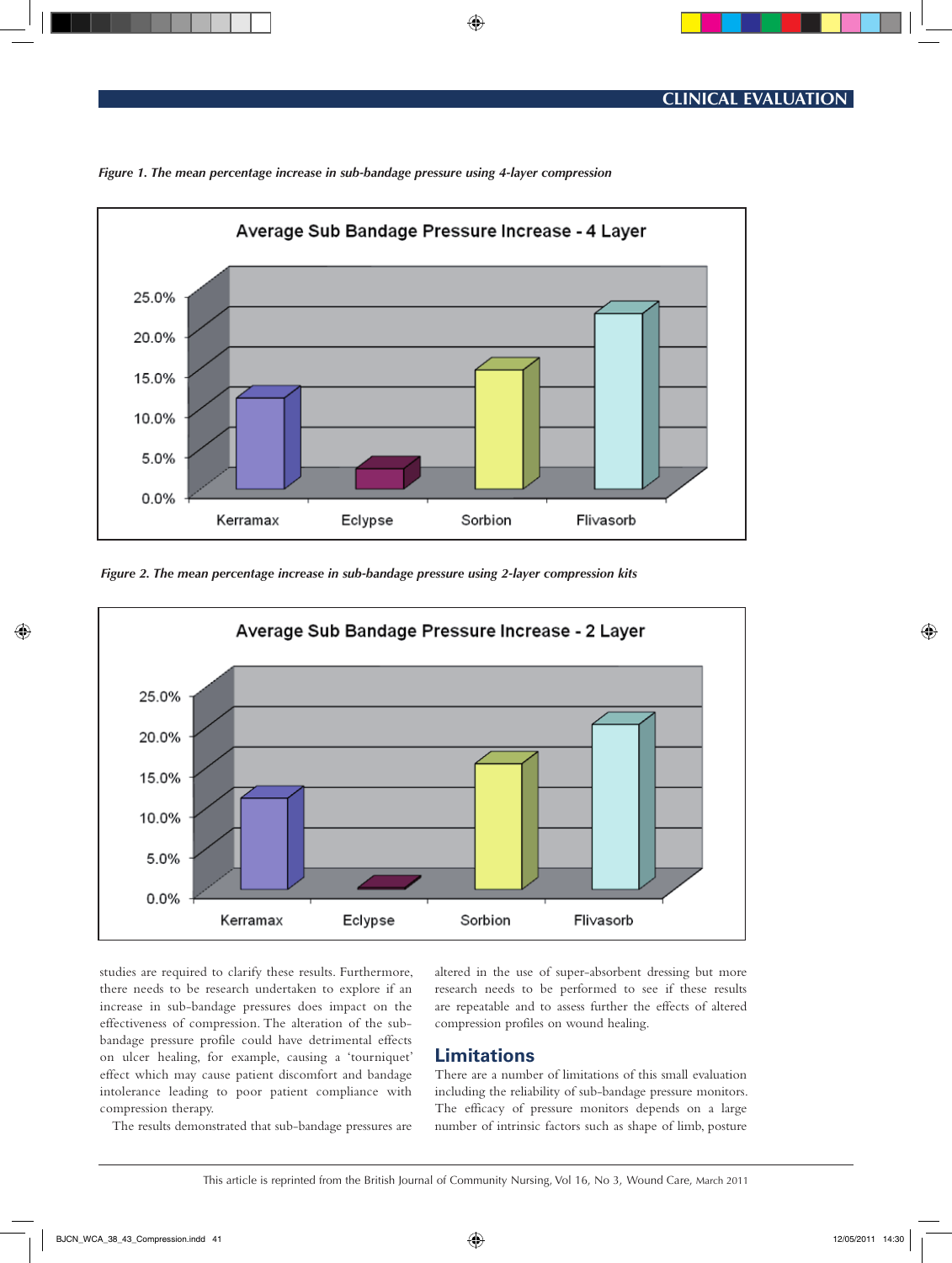*Figure 1. The mean percentage increase in sub-bandage pressure using 4-layer compression*

*Figure 2. The mean percentage increase in sub-bandage pressure using 2-layer compression kits*

studies are required to clarify these results. Furthermore, there needs to be research undertaken to explore if an increase in sub-bandage pressures does impact on the effectiveness of compression. The alteration of the sub-bandage pressure profile could have detrimental effects on ulcer healing, for example, causing a 'tourniquet' effect which may cause patient discomfort and bandage intolerance leading to poor patient compliance with compression therapy.

The results demonstrated that sub-bandage pressures are altered in the use of super-absorbent dressing but more research needs to be performed to see if these results are repeatable and to assess further the effects of altered compression profiles on wound healing.

## Limitations

There are a number of limitations of this small evaluation including the reliability of sub-bandage pressure monitors. The efficacy of pressure monitors depends on a large number of intrinsic factors such as shape of limb, posture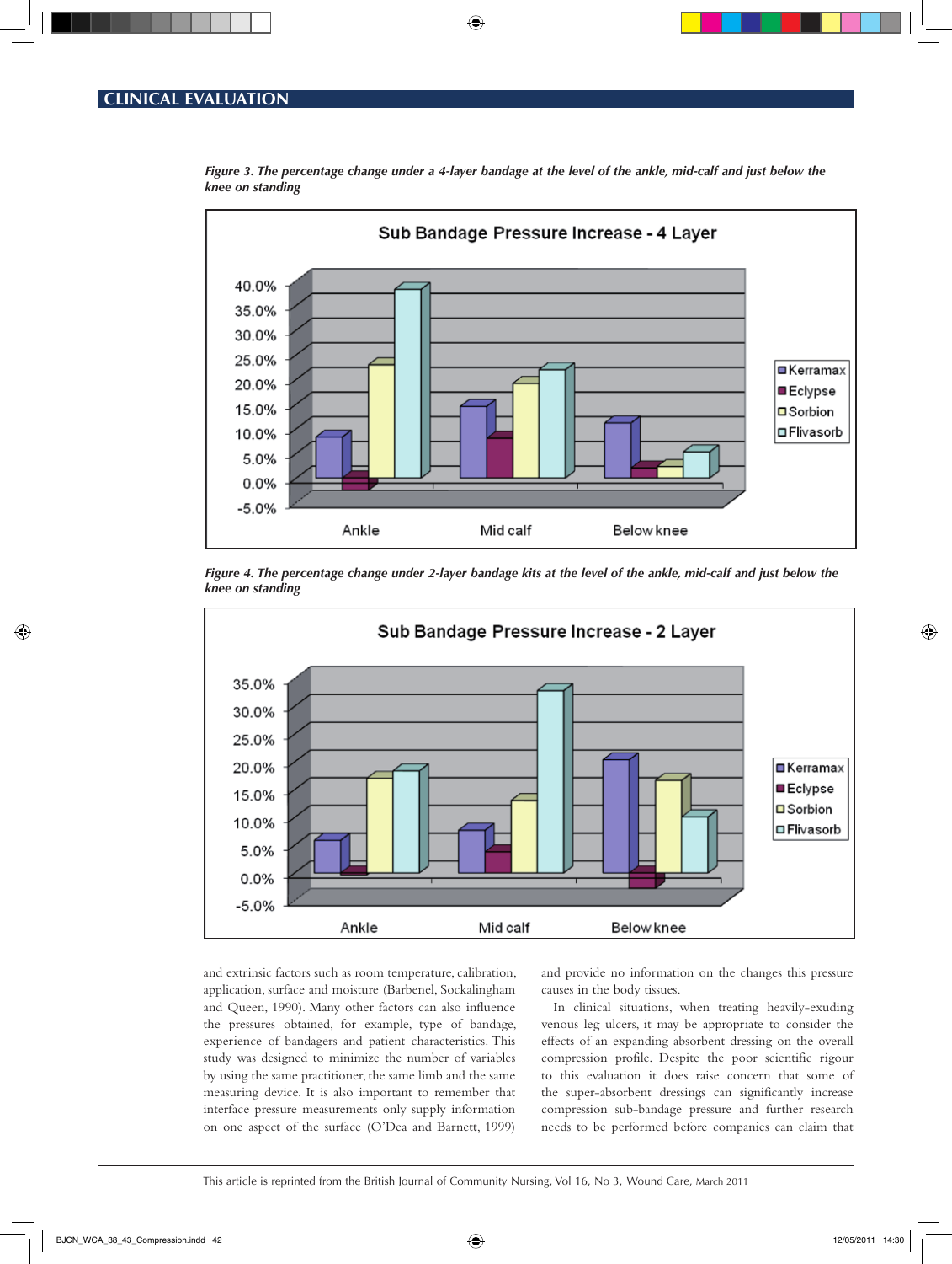*Figure 3. The percentage change under a 4-layer bandage at the level of the ankle, mid-calf and just below the knee on standing*

*Figure 4. The percentage change under 2-layer bandage kits at the level of the ankle, mid-calf and just below the knee on standing*

and extrinsic factors such as room temperature, calibration, application, surface and moisture (Barbenel, Sockalingham and Queen, 1990). Many other factors can also influence the pressures obtained, for example, type of bandage, experience of bandagers and patient characteristics. This study was designed to minimize the number of variables by using the same practitioner, the same limb and the same measuring device. It is also important to remember that interface pressure measurements only supply information on one aspect of the surface (O'Dea and Barnett, 1999) and provide no information on the changes this pressure causes in the body tissues.

In clinical situations, when treating heavily-exuding venous leg ulcers, it may be appropriate to consider the effects of an expanding absorbent dressing on the overall compression profile. Despite the poor scientific rigour to this evaluation it does raise concern that some of the super-absorbent dressings can significantly increase compression sub-bandage pressure and further research needs to be performed before companies can claim that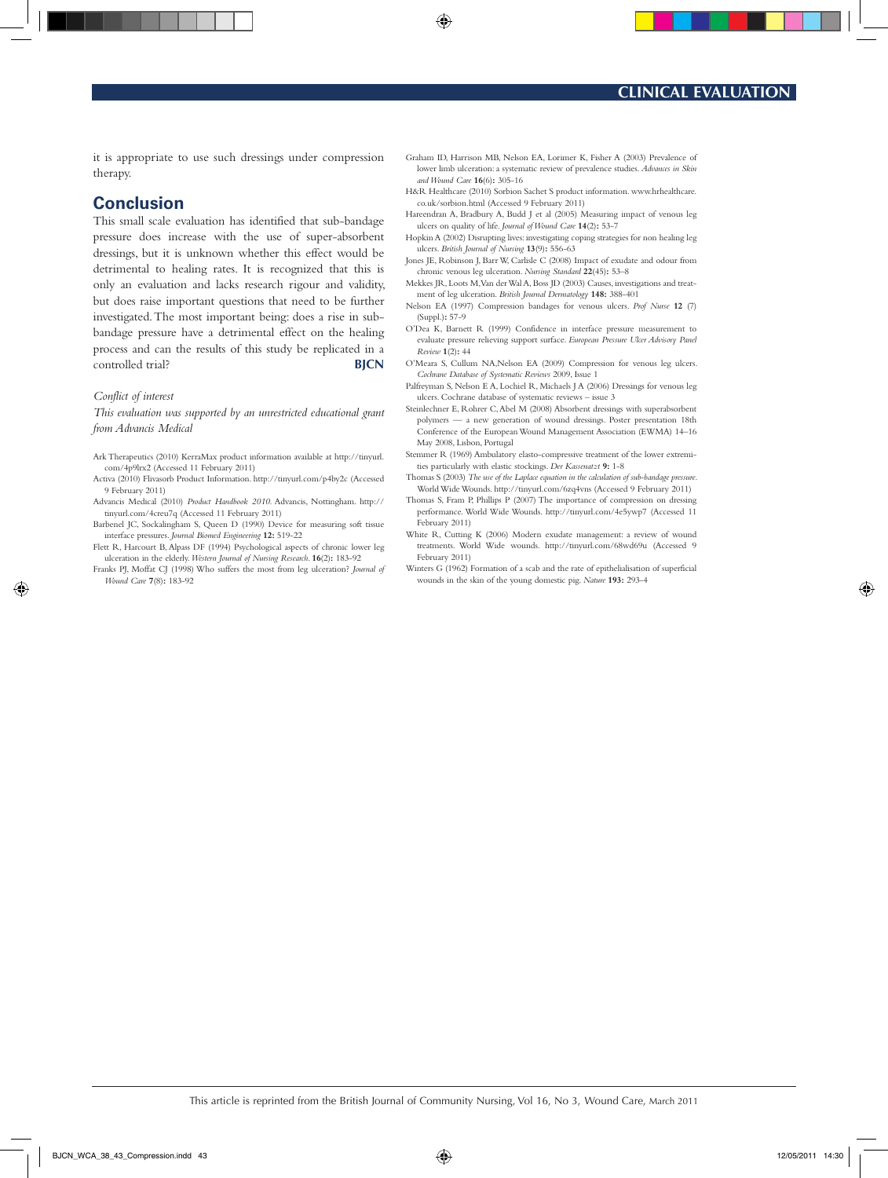it is appropriate to use such dressings under compression therapy.

## Conclusion

This small scale evaluation has identified that sub-bandage pressure does increase with the use of super-absorbent dressings, but it is unknown whether this effect would be detrimental to healing rates. It is recognized that this is only an evaluation and lacks research rigour and validity, but does raise important questions that need to be further investigated. The most important being: does a rise in sub-bandage pressure have a detrimental effect on the healing process and can the results of this study be replicated in a controlled trial? **BJCN**

*Conflict of interest*

*This evaluation was supported by an unrestricted educational grant from Advancis Medical*

Ark Therapeutics (2010) KerraMax product information available at http://tinyurl.com/4p9lrx2 (Accessed 11 February 2011)

Activa (2010) Flivasorb Product Information. http://tinyurl.com/p4by2c (Accessed 9 February 2011)

Advancis Medical (2010) *Product Handbook 2010*. Advancis, Nottingham. http://tinyurl.com/4creu7q (Accessed 11 February 2011)

Barbenel JC, Sockalingham S, Queen D (1990) Device for measuring soft tissue interface pressures. *Journal Biomed Engineering* **12:** 519-22

Flett R, Harcourt B, Alpass DF (1994) Psychological aspects of chronic lower leg ulceration in the elderly. *Western Journal of Nursing Research*. **16**(2)**:** 183-92

Franks PJ, Moffat CJ (1998) Who suffers the most from leg ulceration? *Journal of Wound Care* **7**(8)**:** 183-92

Graham ID, Harrison MB, Nelson EA, Lorimer K, Fisher A (2003) Prevalence of lower limb ulceration: a systematic review of prevalence studies. *Advances in Skin and Wound Care* **16**(6)**:** 305-16

H&R Healthcare (2010) Sorbion Sachet S product information. www.hrhealthcare.co.uk/sorbion.html (Accessed 9 February 2011)

Hareendran A, Bradbury A, Budd J et al (2005) Measuring impact of venous leg ulcers on quality of life. *Journal of Wound Care* **14**(2)**:** 53-7

Hopkin A (2002) Disrupting lives: investigating coping strategies for non healing leg ulcers. *British Journal of Nursing* **13**(9)**:** 556-63

Jones JE, Robinson J, Barr W, Carlisle C (2008) Impact of exudate and odour from chronic venous leg ulceration. *Nursing Standard* **22**(45)**:** 53–8

Mekkes JR, Loots M, Van der Wal A, Boss JD (2003) Causes, investigations and treatment of leg ulceration. *British Journal Dermatology* **148:** 388-401

Nelson EA (1997) Compression bandages for venous ulcers. *Prof Nurse* **12** (7) (Suppl.)**:** 57-9

O'Dea K, Barnett R (1999) Confidence in interface pressure measurement to evaluate pressure relieving support surface. *European Pressure Ulcer Advisory Panel Review* **1**(2)**:** 44

O'Meara S, Cullum NA, Nelson EA (2009) Compression for venous leg ulcers. *Cochrane Database of Systematic Reviews* 2009, Issue 1

Palfreyman S, Nelson E A, Lochiel R, Michaels J A (2006) Dressings for venous leg ulcers. Cochrane database of systematic reviews – issue 3

Steinlechner E, Rohrer C, Abel M (2008) Absorbent dressings with superabsorbent polymers — a new generation of wound dressings. Poster presentation 18th Conference of the European Wound Management Association (EWMA) 14–16 May 2008, Lisbon, Portugal

Stemmer R (1969) Ambulatory elasto-compressive treatment of the lower extremities particularly with elastic stockings. *Der Kassenatzt* **9:** 1-8

Thomas S (2003) *The use of the Laplace equation in the calculation of sub-bandage pressure*. World Wide Wounds. http://tinyurl.com/6zq4vns (Accessed 9 February 2011)

Thomas S, Fram P, Phillips P (2007) The importance of compression on dressing performance. World Wide Wounds. http://tinyurl.com/4e5ywp7 (Accessed 11 February 2011)

White R, Cutting K (2006) Modern exudate management: a review of wound treatments. World Wide wounds. http://tinyurl.com/68wd69u (Accessed 9 February 2011)

Winters G (1962) Formation of a scab and the rate of epithelialisation of superficial wounds in the skin of the young domestic pig. *Nature* **193:** 293-4